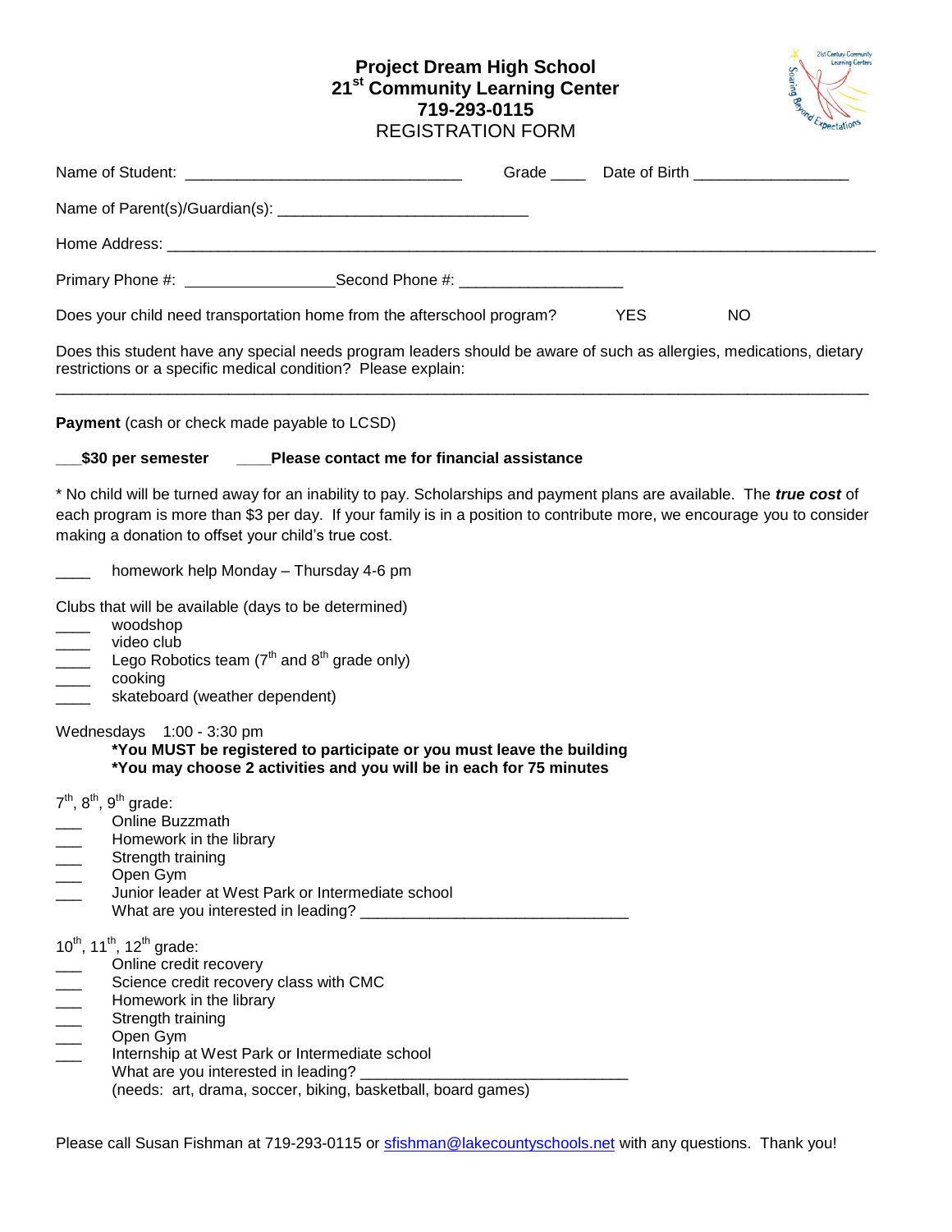# Project Dream High School
## 21st Community Learning Center
## 719-293-0115
REGISTRATION FORM

Name of Student: _______________________________ Grade ____ Date of Birth _________________

Name of Parent(s)/Guardian(s): ____________________________

Home Address: _______________________________________________________________________________

Primary Phone #: _________________Second Phone #: __________________

Does your child need transportation home from the afterschool program? YES NO

Does this student have any special needs program leaders should be aware of such as allergies, medications, dietary restrictions or a specific medical condition? Please explain:

_____________________________________________________________________________________________

**Payment** (cash or check made payable to LCSD)

___**$30 per semester** ____**Please contact me for financial assistance**

* No child will be turned away for an inability to pay. Scholarships and payment plans are available. The ***true cost*** of each program is more than $3 per day. If your family is in a position to contribute more, we encourage you to consider making a donation to offset your child's true cost.

____ homework help Monday – Thursday 4-6 pm

Clubs that will be available (days to be determined)

____ woodshop
____ video club
____ Lego Robotics team (7th and 8th grade only)
____ cooking
____ skateboard (weather dependent)

Wednesdays 1:00 - 3:30 pm

**\*You MUST be registered to participate or you must leave the building**
**\*You may choose 2 activities and you will be in each for 75 minutes**

7th, 8th, 9th grade:

___ Online Buzzmath
___ Homework in the library
___ Strength training
___ Open Gym
___ Junior leader at West Park or Intermediate school
What are you interested in leading? ______________________________

10th, 11th, 12th grade:

___ Online credit recovery
___ Science credit recovery class with CMC
___ Homework in the library
___ Strength training
___ Open Gym
___ Internship at West Park or Intermediate school
What are you interested in leading? ______________________________
(needs: art, drama, soccer, biking, basketball, board games)

Please call Susan Fishman at 719-293-0115 or sfishman@lakecountyschools.net with any questions. Thank you!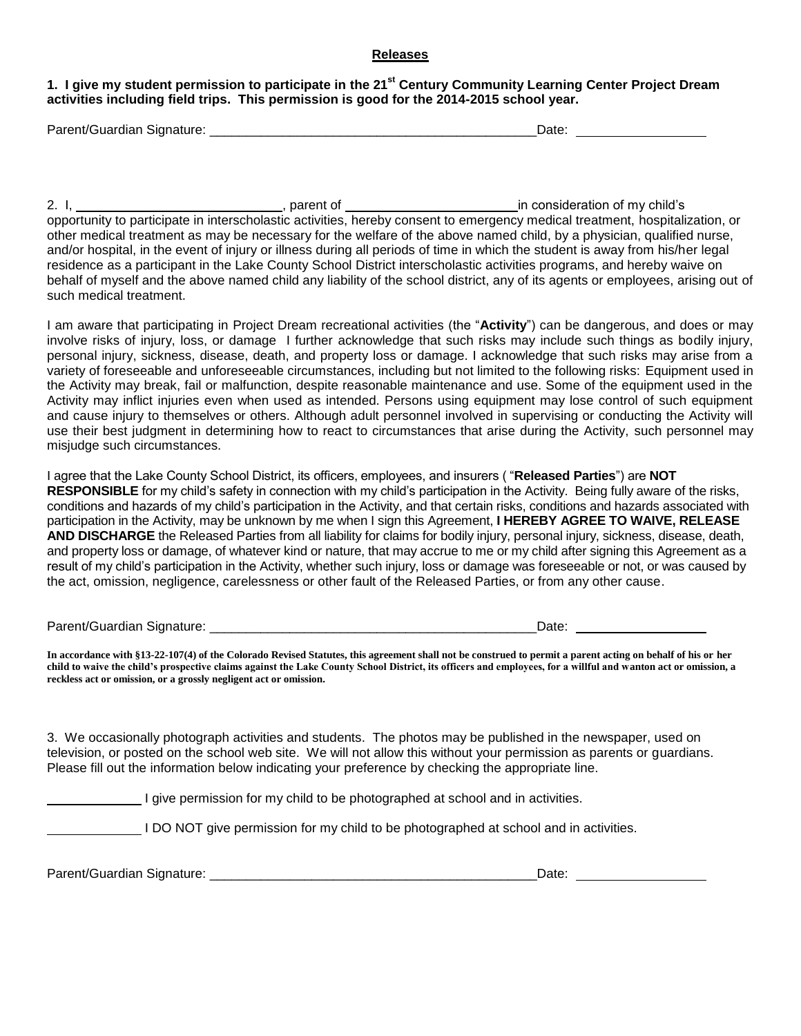## Releases

**1. I give my student permission to participate in the 21st Century Community Learning Center Project Dream activities including field trips. This permission is good for the 2014-2015 school year.**

Parent/Guardian Signature: _______________________________________________Date: __________________

2. I, ____________________________, parent of ________________________in consideration of my child's opportunity to participate in interscholastic activities, hereby consent to emergency medical treatment, hospitalization, or other medical treatment as may be necessary for the welfare of the above named child, by a physician, qualified nurse, and/or hospital, in the event of injury or illness during all periods of time in which the student is away from his/her legal residence as a participant in the Lake County School District interscholastic activities programs, and hereby waive on behalf of myself and the above named child any liability of the school district, any of its agents or employees, arising out of such medical treatment.

I am aware that participating in Project Dream recreational activities (the "**Activity**") can be dangerous, and does or may involve risks of injury, loss, or damage I further acknowledge that such risks may include such things as bodily injury, personal injury, sickness, disease, death, and property loss or damage. I acknowledge that such risks may arise from a variety of foreseeable and unforeseeable circumstances, including but not limited to the following risks: Equipment used in the Activity may break, fail or malfunction, despite reasonable maintenance and use. Some of the equipment used in the Activity may inflict injuries even when used as intended. Persons using equipment may lose control of such equipment and cause injury to themselves or others. Although adult personnel involved in supervising or conducting the Activity will use their best judgment in determining how to react to circumstances that arise during the Activity, such personnel may misjudge such circumstances.

I agree that the Lake County School District, its officers, employees, and insurers ( "**Released Parties**") are **NOT RESPONSIBLE** for my child's safety in connection with my child's participation in the Activity. Being fully aware of the risks, conditions and hazards of my child's participation in the Activity, and that certain risks, conditions and hazards associated with participation in the Activity, may be unknown by me when I sign this Agreement, **I HEREBY AGREE TO WAIVE, RELEASE AND DISCHARGE** the Released Parties from all liability for claims for bodily injury, personal injury, sickness, disease, death, and property loss or damage, of whatever kind or nature, that may accrue to me or my child after signing this Agreement as a result of my child's participation in the Activity, whether such injury, loss or damage was foreseeable or not, or was caused by the act, omission, negligence, carelessness or other fault of the Released Parties, or from any other cause.

Parent/Guardian Signature: _______________________________________________Date: __________________

**In accordance with §13-22-107(4) of the Colorado Revised Statutes, this agreement shall not be construed to permit a parent acting on behalf of his or her child to waive the child's prospective claims against the Lake County School District, its officers and employees, for a willful and wanton act or omission, a reckless act or omission, or a grossly negligent act or omission.**

3. We occasionally photograph activities and students. The photos may be published in the newspaper, used on television, or posted on the school web site. We will not allow this without your permission as parents or guardians. Please fill out the information below indicating your preference by checking the appropriate line.

_____________ I give permission for my child to be photographed at school and in activities.

_____________ I DO NOT give permission for my child to be photographed at school and in activities.

Parent/Guardian Signature: _______________________________________________Date: __________________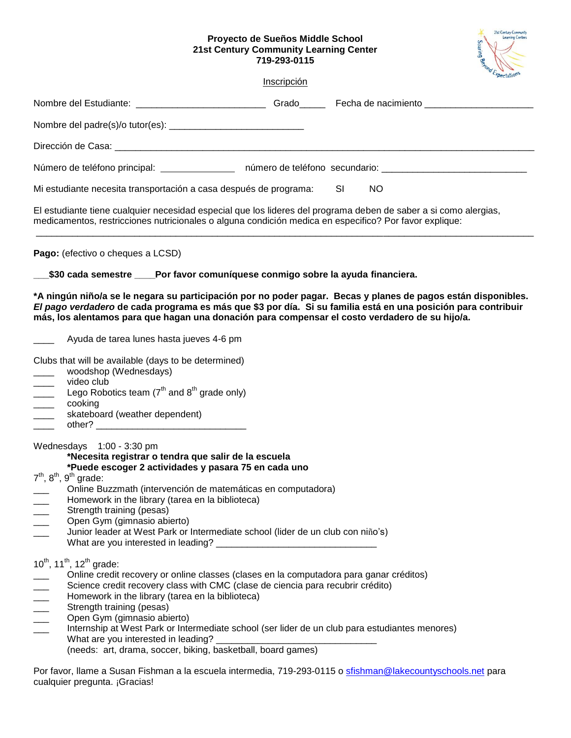**Proyecto de Sueños Middle School**
**21st Century Community Learning Center**
**719-293-0115**

Inscripción

Nombre del Estudiante: _________________________ Grado_____ Fecha de nacimiento ____________________

Nombre del padre(s)/o tutor(es): _________________________

Dirección de Casa: ________________________________________________________________________________

Número de teléfono principal: ______________ número de teléfono secundario: ___________________________

Mi estudiante necesita transportación a casa después de programa: SI NO

El estudiante tiene cualquier necesidad especial que los lideres del programa deben de saber a si como alergias, medicamentos, restricciones nutricionales o alguna condición medica en especifico? Por favor explique:

______________________________________________________________________________________________

**Pago:** (efectivo o cheques a LCSD)

**___$30 cada semestre ____Por favor comuníquese conmigo sobre la ayuda financiera.**

**\*A ningún niño/a se le negara su participación por no poder pagar. Becas y planes de pagos están disponibles. *El pago verdadero* de cada programa es más que $3 por día. Si su familia está en una posición para contribuir más, los alentamos para que hagan una donación para compensar el costo verdadero de su hijo/a.**

____ Ayuda de tarea lunes hasta jueves 4-6 pm

Clubs that will be available (days to be determined)

- ____ woodshop (Wednesdays)
- ____ video club
- ____ Lego Robotics team (7th and 8th grade only)
- ____ cooking
- ____ skateboard (weather dependent)
- ____ other? ____________________________

Wednesdays 1:00 - 3:30 pm

**\*Necesita registrar o tendra que salir de la escuela**
**\*Puede escoger 2 actividades y pasara 75 en cada uno**

7th, 8th, 9th grade:

- ___ Online Buzzmath (intervención de matemáticas en computadora)
- ___ Homework in the library (tarea en la biblioteca)
- ___ Strength training (pesas)
- ___ Open Gym (gimnasio abierto)
- ___ Junior leader at West Park or Intermediate school (lider de un club con niño's)
  What are you interested in leading? ______________________________

10th, 11th, 12th grade:

- ___ Online credit recovery or online classes (clases en la computadora para ganar créditos)
- ___ Science credit recovery class with CMC (clase de ciencia para recubrir crédito)
- ___ Homework in the library (tarea en la biblioteca)
- ___ Strength training (pesas)
- ___ Open Gym (gimnasio abierto)
- ___ Internship at West Park or Intermediate school (ser lider de un club para estudiantes menores)
  What are you interested in leading? ______________________________
  (needs: art, drama, soccer, biking, basketball, board games)

Por favor, llame a Susan Fishman a la escuela intermedia, 719-293-0115 o sfishman@lakecountyschools.net para cualquier pregunta. ¡Gracias!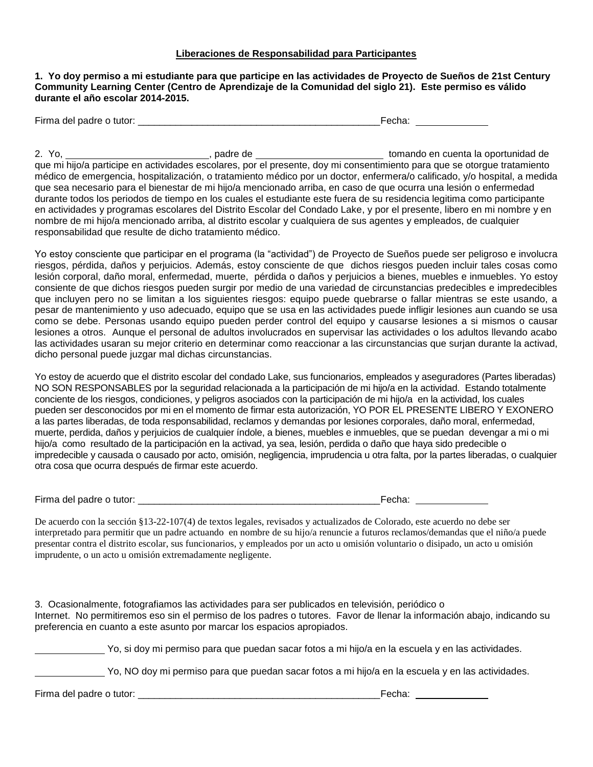**Liberaciones de Responsabilidad para Participantes**

**1. Yo doy permiso a mi estudiante para que participe en las actividades de Proyecto de Sueños de 21st Century Community Learning Center (Centro de Aprendizaje de la Comunidad del siglo 21). Este permiso es válido durante el año escolar 2014-2015.**

Firma del padre o tutor: _______________________________________________Fecha: _____________

2. Yo, ___________________________, padre de ________________________ tomando en cuenta la oportunidad de que mi hijo/a participe en actividades escolares, por el presente, doy mi consentimiento para que se otorgue tratamiento médico de emergencia, hospitalización, o tratamiento médico por un doctor, enfermera/o calificado, y/o hospital, a medida que sea necesario para el bienestar de mi hijo/a mencionado arriba, en caso de que ocurra una lesión o enfermedad durante todos los periodos de tiempo en los cuales el estudiante este fuera de su residencia legitima como participante en actividades y programas escolares del Distrito Escolar del Condado Lake, y por el presente, libero en mi nombre y en nombre de mi hijo/a mencionado arriba, al distrito escolar y cualquiera de sus agentes y empleados, de cualquier responsabilidad que resulte de dicho tratamiento médico.

Yo estoy consciente que participar en el programa (la "actividad") de Proyecto de Sueños puede ser peligroso e involucra riesgos, pérdida, daños y perjuicios. Además, estoy consciente de que dichos riesgos pueden incluir tales cosas como lesión corporal, daño moral, enfermedad, muerte, pérdida o daños y perjuicios a bienes, muebles e inmuebles. Yo estoy consiente de que dichos riesgos pueden surgir por medio de una variedad de circunstancias predecibles e impredecibles que incluyen pero no se limitan a los siguientes riesgos: equipo puede quebrarse o fallar mientras se este usando, a pesar de mantenimiento y uso adecuado, equipo que se usa en las actividades puede infligir lesiones aun cuando se usa como se debe. Personas usando equipo pueden perder control del equipo y causarse lesiones a si mismos o causar lesiones a otros. Aunque el personal de adultos involucrados en supervisar las actividades o los adultos llevando acabo las actividades usaran su mejor criterio en determinar como reaccionar a las circunstancias que surjan durante la activad, dicho personal puede juzgar mal dichas circunstancias.

Yo estoy de acuerdo que el distrito escolar del condado Lake, sus funcionarios, empleados y aseguradores (Partes liberadas) NO SON RESPONSABLES por la seguridad relacionada a la participación de mi hijo/a en la actividad. Estando totalmente conciente de los riesgos, condiciones, y peligros asociados con la participación de mi hijo/a en la actividad, los cuales pueden ser desconocidos por mi en el momento de firmar esta autorización, YO POR EL PRESENTE LIBERO Y EXONERO a las partes liberadas, de toda responsabilidad, reclamos y demandas por lesiones corporales, daño moral, enfermedad, muerte, perdida, daños y perjuicios de cualquier índole, a bienes, muebles e inmuebles, que se puedan devengar a mi o mi hijo/a como resultado de la participación en la activad, ya sea, lesión, perdida o daño que haya sido predecible o impredecible y causada o causado por acto, omisión, negligencia, imprudencia u otra falta, por la partes liberadas, o cualquier otra cosa que ocurra después de firmar este acuerdo.

Firma del padre o tutor: _______________________________________________Fecha: _____________

De acuerdo con la sección §13-22-107(4) de textos legales, revisados y actualizados de Colorado, este acuerdo no debe ser interpretado para permitir que un padre actuando en nombre de su hijo/a renuncie a futuros reclamos/demandas que el niño/a puede presentar contra el distrito escolar, sus funcionarios, y empleados por un acto u omisión voluntario o disipado, un acto u omisión imprudente, o un acto u omisión extremadamente negligente.

3. Ocasionalmente, fotografiamos las actividades para ser publicados en televisión, periódico o Internet. No permitiremos eso sin el permiso de los padres o tutores. Favor de llenar la información abajo, indicando su preferencia en cuanto a este asunto por marcar los espacios apropiados.

_____________ Yo, si doy mi permiso para que puedan sacar fotos a mi hijo/a en la escuela y en las actividades.

_____________ Yo, NO doy mi permiso para que puedan sacar fotos a mi hijo/a en la escuela y en las actividades.

Firma del padre o tutor: _______________________________________________Fecha: _____________